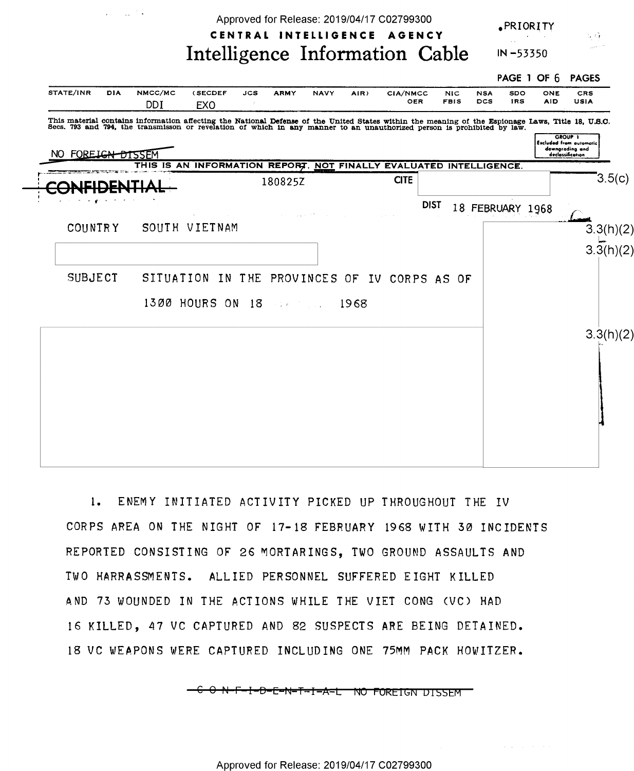PRIORITY

CENTRAL INTELLIGENCE AGENCY

# Intelligence Information Cable

IN -53350

| STATE/INR | DIA | NMCC/MC | (SECDEF | JCS | ARMY | NAVY | AIR) | CIA/NMCC | NIC | NSA | SDO | ONE | CRS |
|---|---|---|---|---|---|---|---|---|---|---|---|---|---|
| | | DDI | EXO | | | | | OER | FBIS | DCS | IRS | AID | USIA |

This material contains information affecting the National Defense of the United States within the meaning of the Espionage Laws, Title 18, U.S.C. Secs. 793 and 794, the transmisson or revelation of which in any manner to an unauthorized person is prohibited by law.

GROUP 1 Excluded from automatic downgrading and declassification

~~NO FOREIGN DISSEM~~

THIS IS AN INFORMATION REPORT, NOT FINALLY EVALUATED INTELLIGENCE.

~~CONFIDENTIAL~~ 180825Z CITE 3.5(c)

DIST 18 FEBRUARY 1968

COUNTRY SOUTH VIETNAM 3.3(h)(2)

3.3(h)(2)

SUBJECT SITUATION IN THE PROVINCES OF IV CORPS AS OF 1300 HOURS ON 18 1968

3.3(h)(2)

1. ENEMY INITIATED ACTIVITY PICKED UP THROUGHOUT THE IV CORPS AREA ON THE NIGHT OF 17-18 FEBRUARY 1968 WITH 30 INCIDENTS REPORTED CONSISTING OF 26 MORTARINGS, TWO GROUND ASSAULTS AND TWO HARRASSMENTS. ALLIED PERSONNEL SUFFERED EIGHT KILLED AND 73 WOUNDED IN THE ACTIONS WHILE THE VIET CONG (VC) HAD 16 KILLED, 47 VC CAPTURED AND 82 SUSPECTS ARE BEING DETAINED. 18 VC WEAPONS WERE CAPTURED INCLUDING ONE 75MM PACK HOWITZER.

~~C O N F I D E N T I A L NO FOREIGN DISSEM~~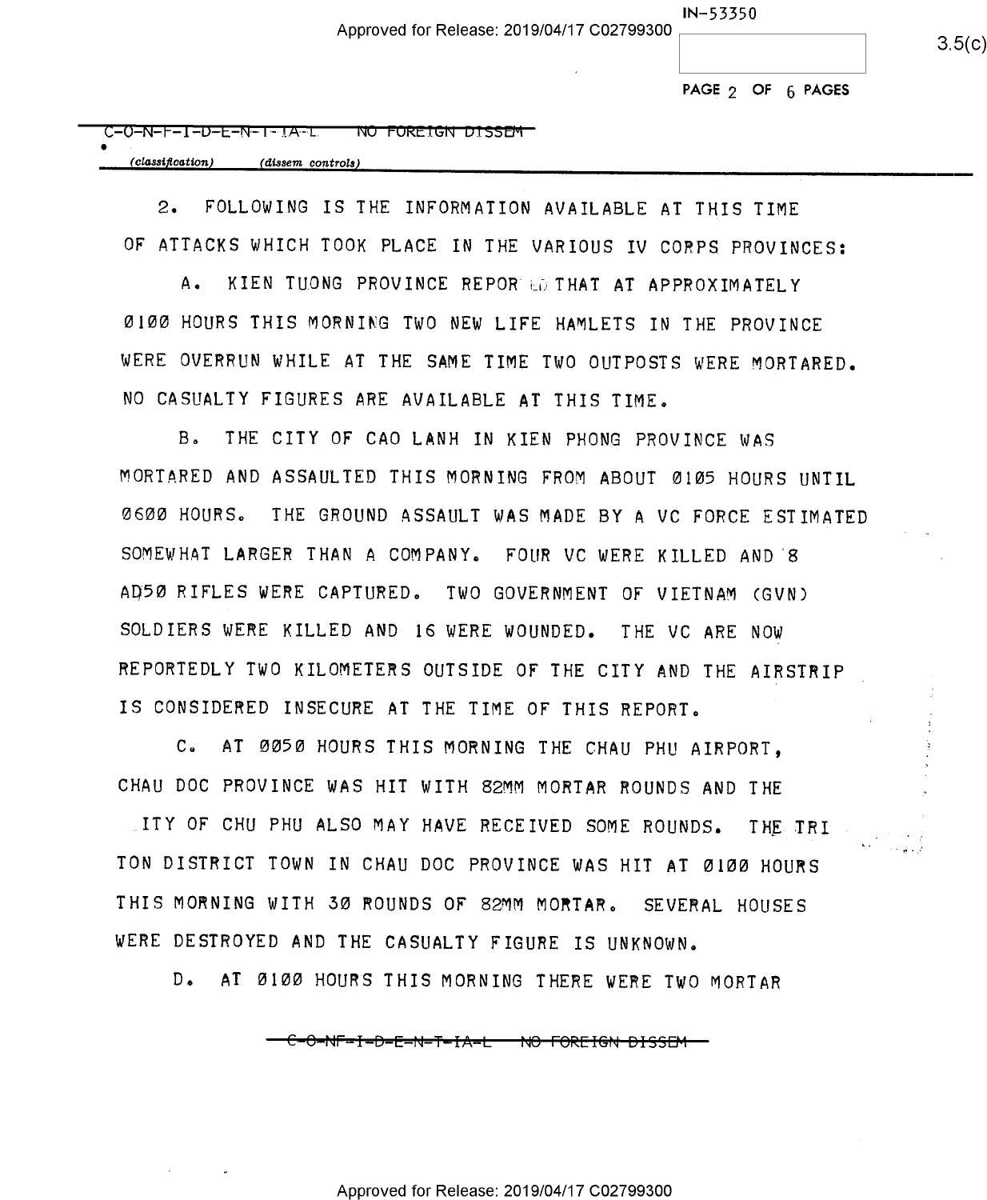C-O-N-F-I-D-E-N-T-I-A-L ~~NO FOREIGN DISSEM~~

(classification) (dissem controls)

2. FOLLOWING IS THE INFORMATION AVAILABLE AT THIS TIME OF ATTACKS WHICH TOOK PLACE IN THE VARIOUS IV CORPS PROVINCES:

A. KIEN TUONG PROVINCE REPORTED THAT AT APPROXIMATELY 0100 HOURS THIS MORNING TWO NEW LIFE HAMLETS IN THE PROVINCE WERE OVERRUN WHILE AT THE SAME TIME TWO OUTPOSTS WERE MORTARED. NO CASUALTY FIGURES ARE AVAILABLE AT THIS TIME.

B. THE CITY OF CAO LANH IN KIEN PHONG PROVINCE WAS MORTARED AND ASSAULTED THIS MORNING FROM ABOUT 0105 HOURS UNTIL 0600 HOURS. THE GROUND ASSAULT WAS MADE BY A VC FORCE ESTIMATED SOMEWHAT LARGER THAN A COMPANY. FOUR VC WERE KILLED AND 8 AD50 RIFLES WERE CAPTURED. TWO GOVERNMENT OF VIETNAM (GVN) SOLDIERS WERE KILLED AND 16 WERE WOUNDED. THE VC ARE NOW REPORTEDLY TWO KILOMETERS OUTSIDE OF THE CITY AND THE AIRSTRIP IS CONSIDERED INSECURE AT THE TIME OF THIS REPORT.

C. AT 0050 HOURS THIS MORNING THE CHAU PHU AIRPORT, CHAU DOC PROVINCE WAS HIT WITH 82MM MORTAR ROUNDS AND THE CITY OF CHU PHU ALSO MAY HAVE RECEIVED SOME ROUNDS. THE TRI TON DISTRICT TOWN IN CHAU DOC PROVINCE WAS HIT AT 0100 HOURS THIS MORNING WITH 30 ROUNDS OF 82MM MORTAR. SEVERAL HOUSES WERE DESTROYED AND THE CASUALTY FIGURE IS UNKNOWN.

D. AT 0100 HOURS THIS MORNING THERE WERE TWO MORTAR

~~C-O-N-F-I-D-E-N-T-I-A-L NO FOREIGN DISSEM~~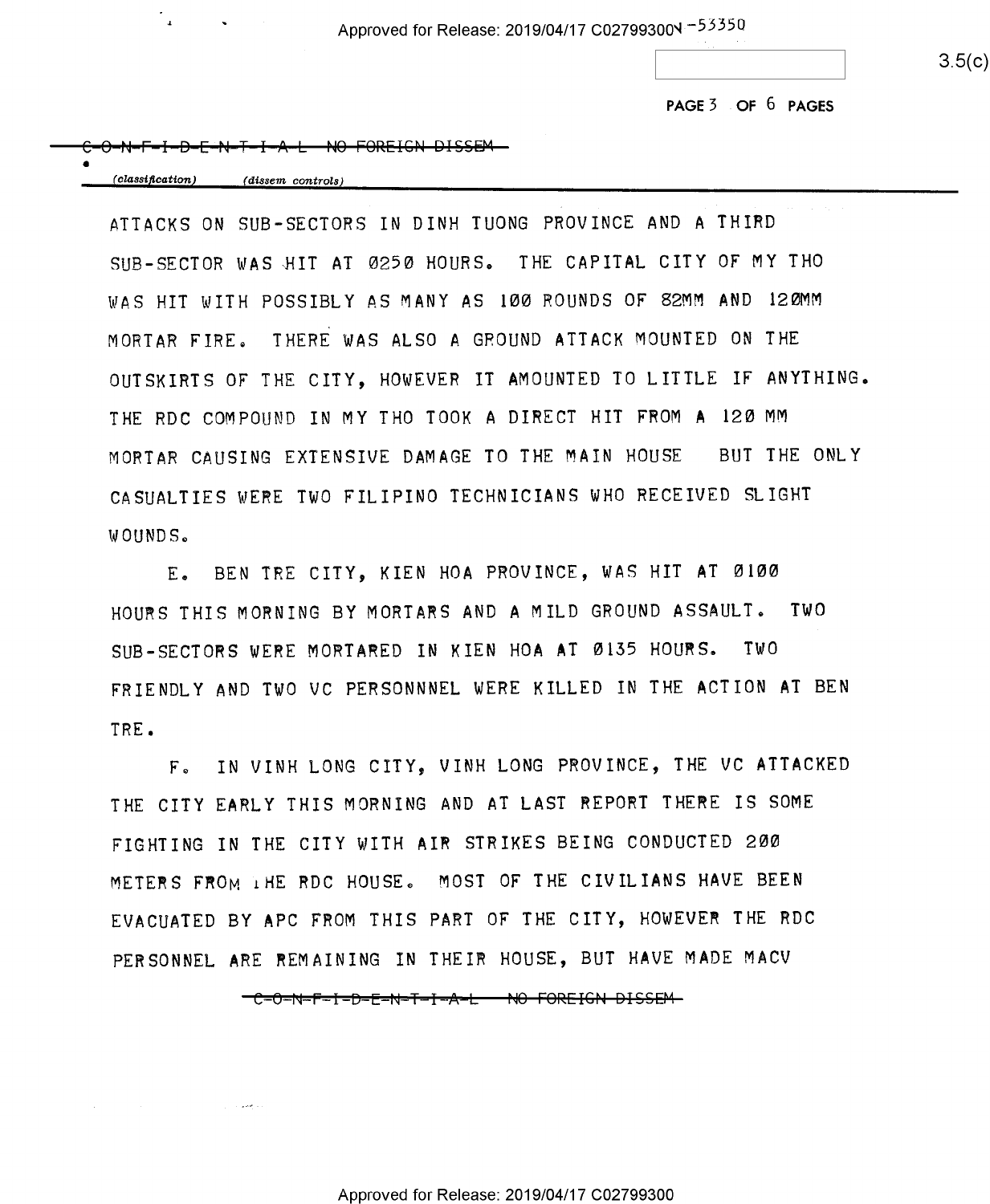~~C-O-N-F-I-D-E-N-T-I-A-L NO FOREIGN DISSEM~~

*(classification)* *(dissem controls)*

ATTACKS ON SUB-SECTORS IN DINH TUONG PROVINCE AND A THIRD SUB-SECTOR WAS HIT AT 0250 HOURS. THE CAPITAL CITY OF MY THO WAS HIT WITH POSSIBLY AS MANY AS 100 ROUNDS OF 82MM AND 120MM MORTAR FIRE. THERE WAS ALSO A GROUND ATTACK MOUNTED ON THE OUTSKIRTS OF THE CITY, HOWEVER IT AMOUNTED TO LITTLE IF ANYTHING. THE RDC COMPOUND IN MY THO TOOK A DIRECT HIT FROM A 120 MM MORTAR CAUSING EXTENSIVE DAMAGE TO THE MAIN HOUSE BUT THE ONLY CASUALTIES WERE TWO FILIPINO TECHNICIANS WHO RECEIVED SLIGHT WOUNDS.

E. BEN TRE CITY, KIEN HOA PROVINCE, WAS HIT AT 0100 HOURS THIS MORNING BY MORTARS AND A MILD GROUND ASSAULT. TWO SUB-SECTORS WERE MORTARED IN KIEN HOA AT 0135 HOURS. TWO FRIENDLY AND TWO VC PERSONNNEL WERE KILLED IN THE ACTION AT BEN TRE.

F. IN VINH LONG CITY, VINH LONG PROVINCE, THE VC ATTACKED THE CITY EARLY THIS MORNING AND AT LAST REPORT THERE IS SOME FIGHTING IN THE CITY WITH AIR STRIKES BEING CONDUCTED 200 METERS FROM THE RDC HOUSE. MOST OF THE CIVILIANS HAVE BEEN EVACUATED BY APC FROM THIS PART OF THE CITY, HOWEVER THE RDC PERSONNEL ARE REMAINING IN THEIR HOUSE, BUT HAVE MADE MACV

~~C-O-N-F-I-D-E-N-T-I-A-L NO FOREIGN DISSEM~~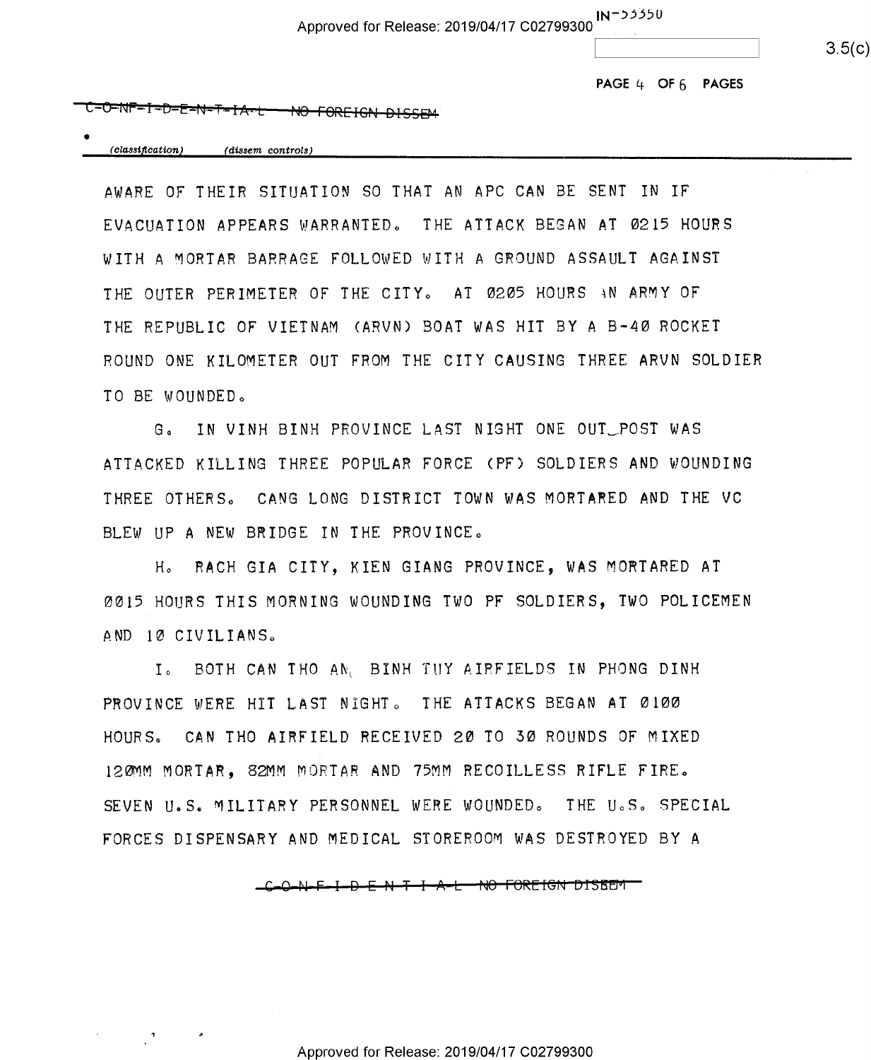AWARE OF THEIR SITUATION SO THAT AN APC CAN BE SENT IN IF EVACUATION APPEARS WARRANTED. THE ATTACK BEGAN AT 0215 HOURS WITH A MORTAR BARRAGE FOLLOWED WITH A GROUND ASSAULT AGAINST THE OUTER PERIMETER OF THE CITY. AT 0205 HOURS AN ARMY OF THE REPUBLIC OF VIETNAM (ARVN) BOAT WAS HIT BY A B-40 ROCKET ROUND ONE KILOMETER OUT FROM THE CITY CAUSING THREE ARVN SOLDIER TO BE WOUNDED.

G. IN VINH BINH PROVINCE LAST NIGHT ONE OUT_POST WAS ATTACKED KILLING THREE POPULAR FORCE (PF) SOLDIERS AND WOUNDING THREE OTHERS. CANG LONG DISTRICT TOWN WAS MORTARED AND THE VC BLEW UP A NEW BRIDGE IN THE PROVINCE.

H. RACH GIA CITY, KIEN GIANG PROVINCE, WAS MORTARED AT 0015 HOURS THIS MORNING WOUNDING TWO PF SOLDIERS, TWO POLICEMEN AND 10 CIVILIANS.

I. BOTH CAN THO AND BINH TUY AIRFIELDS IN PHONG DINH PROVINCE WERE HIT LAST NIGHT. THE ATTACKS BEGAN AT 0100 HOURS. CAN THO AIRFIELD RECEIVED 20 TO 30 ROUNDS OF MIXED 120MM MORTAR, 82MM MORTAR AND 75MM RECOILLESS RIFLE FIRE. SEVEN U.S. MILITARY PERSONNEL WERE WOUNDED. THE U.S. SPECIAL FORCES DISPENSARY AND MEDICAL STOREROOM WAS DESTROYED BY A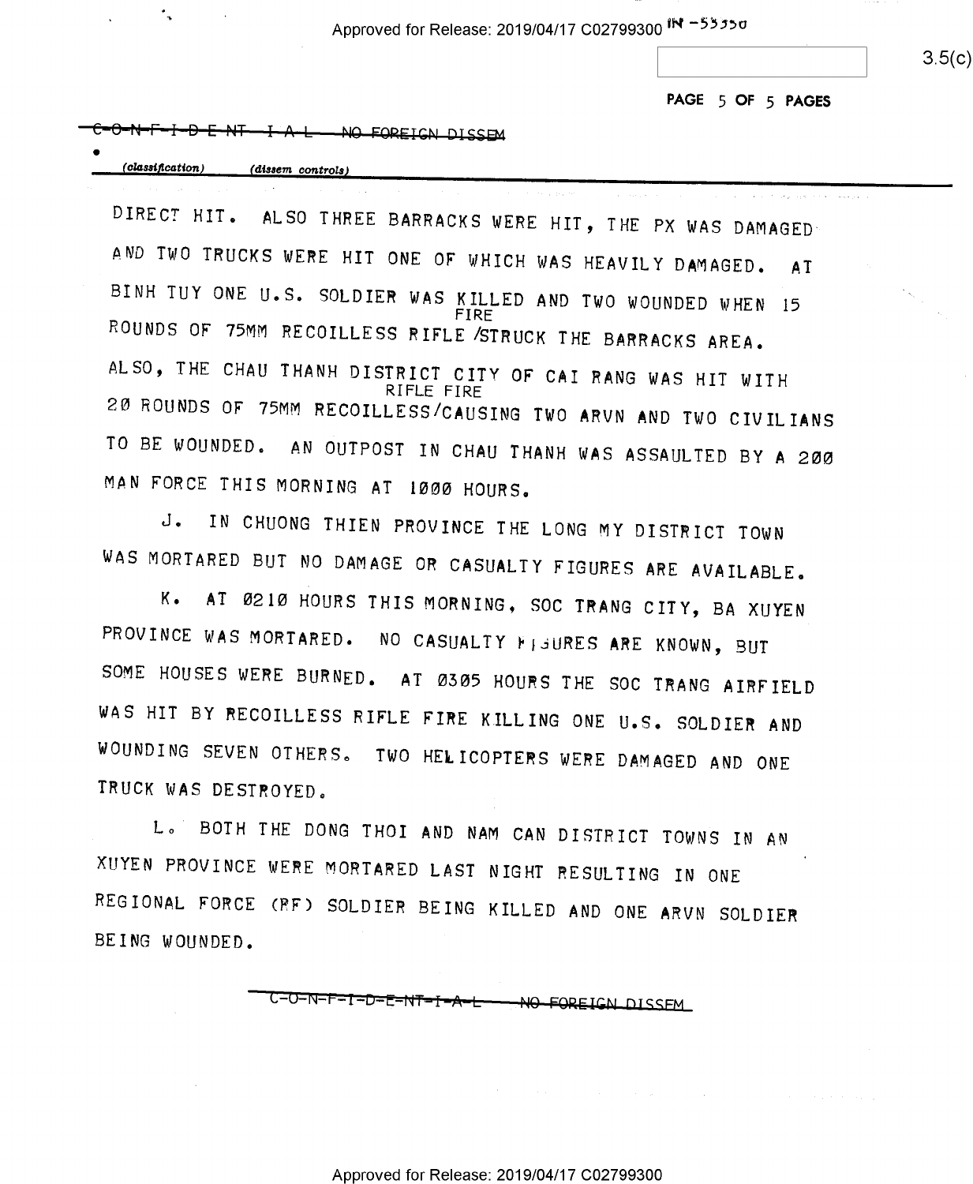C-O-N-F-I-D-E-N-T-I-A-L NO FOREIGN DISSEM

(classification) (dissem controls)

DIRECT HIT. ALSO THREE BARRACKS WERE HIT, THE PX WAS DAMAGED AND TWO TRUCKS WERE HIT ONE OF WHICH WAS HEAVILY DAMAGED. AT BINH TUY ONE U.S. SOLDIER WAS KILLED AND TWO WOUNDED WHEN 15 ROUNDS OF 75MM RECOILLESS RIFLE FIRE STRUCK THE BARRACKS AREA. ALSO, THE CHAU THANH DISTRICT CITY OF CAI RANG WAS HIT WITH 20 ROUNDS OF 75MM RECOILLESS RIFLE FIRE CAUSING TWO ARVN AND TWO CIVILIANS TO BE WOUNDED. AN OUTPOST IN CHAU THANH WAS ASSAULTED BY A 200 MAN FORCE THIS MORNING AT 1000 HOURS.

J. IN CHUONG THIEN PROVINCE THE LONG MY DISTRICT TOWN WAS MORTARED BUT NO DAMAGE OR CASUALTY FIGURES ARE AVAILABLE.

K. AT 0210 HOURS THIS MORNING, SOC TRANG CITY, BA XUYEN PROVINCE WAS MORTARED. NO CASUALTY FIGURES ARE KNOWN, BUT SOME HOUSES WERE BURNED. AT 0305 HOURS THE SOC TRANG AIRFIELD WAS HIT BY RECOILLESS RIFLE FIRE KILLING ONE U.S. SOLDIER AND WOUNDING SEVEN OTHERS. TWO HELICOPTERS WERE DAMAGED AND ONE TRUCK WAS DESTROYED.

L. BOTH THE DONG THOI AND NAM CAN DISTRICT TOWNS IN AN XUYEN PROVINCE WERE MORTARED LAST NIGHT RESULTING IN ONE REGIONAL FORCE (RF) SOLDIER BEING KILLED AND ONE ARVN SOLDIER BEING WOUNDED.

C-O-N-F-I-D-E-N-T-I-A-L NO FOREIGN DISSEM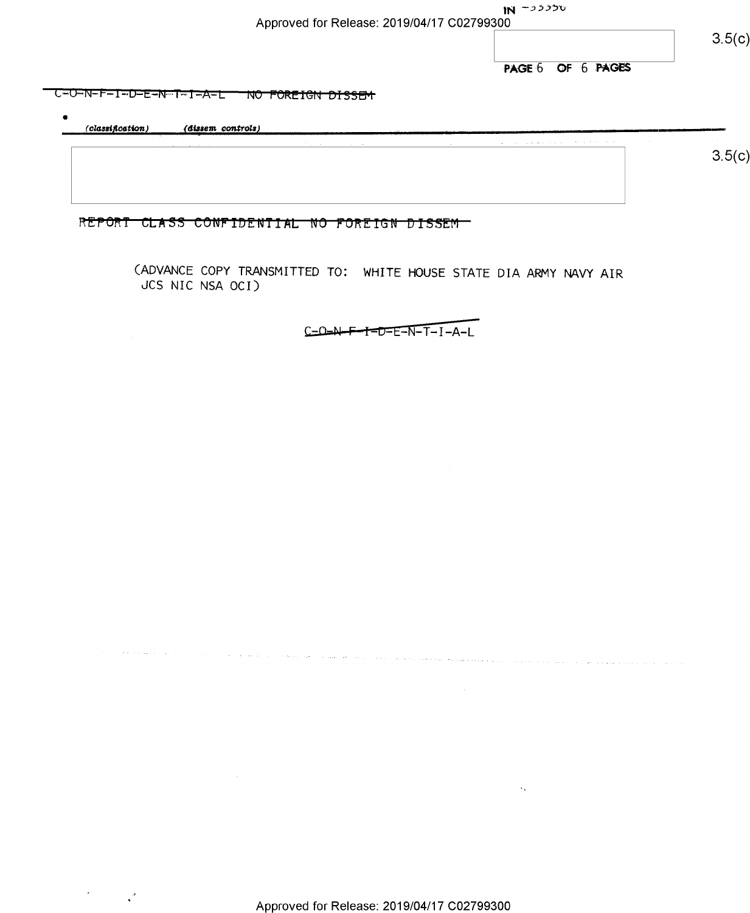IN -33330

3.5(c)

~~C-O-N-F-I-D-E-N-T-I-A-L NO FOREIGN DISSEM~~

(classification) (dissem controls)

3.5(c)

~~REPORT CLASS CONFIDENTIAL NO FOREIGN DISSEM~~

(ADVANCE COPY TRANSMITTED TO: WHITE HOUSE STATE DIA ARMY NAVY AIR JCS NIC NSA OCI)

~~C-O-N-F-I-D-E-N-T-I-A-L~~